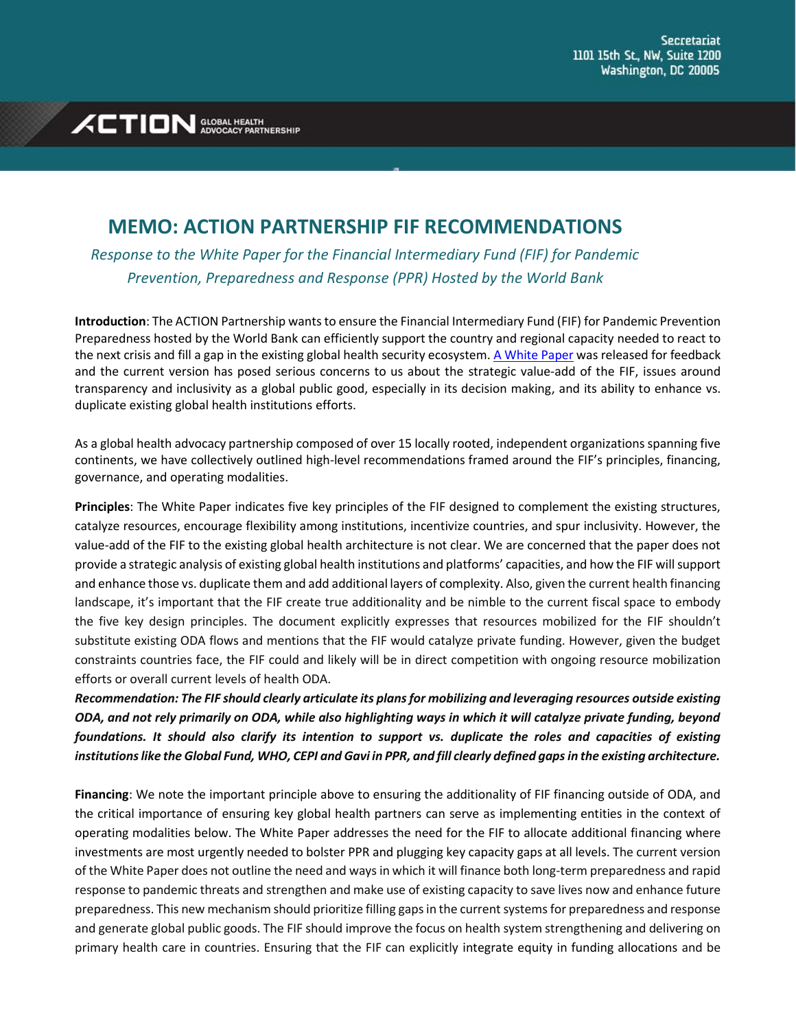Secretariat
1101 15th St, NW, Suite 1200
Washington, DC 20005

ACTION GLOBAL HEALTH ADVOCACY PARTNERSHIP

# MEMO: ACTION PARTNERSHIP FIF RECOMMENDATIONS

*Response to the White Paper for the Financial Intermediary Fund (FIF) for Pandemic Prevention, Preparedness and Response (PPR) Hosted by the World Bank*

**Introduction**: The ACTION Partnership wants to ensure the Financial Intermediary Fund (FIF) for Pandemic Prevention Preparedness hosted by the World Bank can efficiently support the country and regional capacity needed to react to the next crisis and fill a gap in the existing global health security ecosystem. [A White Paper](#) was released for feedback and the current version has posed serious concerns to us about the strategic value-add of the FIF, issues around transparency and inclusivity as a global public good, especially in its decision making, and its ability to enhance vs. duplicate existing global health institutions efforts.

As a global health advocacy partnership composed of over 15 locally rooted, independent organizations spanning five continents, we have collectively outlined high-level recommendations framed around the FIF's principles, financing, governance, and operating modalities.

**Principles**: The White Paper indicates five key principles of the FIF designed to complement the existing structures, catalyze resources, encourage flexibility among institutions, incentivize countries, and spur inclusivity. However, the value-add of the FIF to the existing global health architecture is not clear. We are concerned that the paper does not provide a strategic analysis of existing global health institutions and platforms' capacities, and how the FIF will support and enhance those vs. duplicate them and add additional layers of complexity. Also, given the current health financing landscape, it's important that the FIF create true additionality and be nimble to the current fiscal space to embody the five key design principles. The document explicitly expresses that resources mobilized for the FIF shouldn't substitute existing ODA flows and mentions that the FIF would catalyze private funding. However, given the budget constraints countries face, the FIF could and likely will be in direct competition with ongoing resource mobilization efforts or overall current levels of health ODA.

***Recommendation: The FIF should clearly articulate its plans for mobilizing and leveraging resources outside existing ODA, and not rely primarily on ODA, while also highlighting ways in which it will catalyze private funding, beyond foundations. It should also clarify its intention to support vs. duplicate the roles and capacities of existing institutions like the Global Fund, WHO, CEPI and Gavi in PPR, and fill clearly defined gaps in the existing architecture.***

**Financing**: We note the important principle above to ensuring the additionality of FIF financing outside of ODA, and the critical importance of ensuring key global health partners can serve as implementing entities in the context of operating modalities below. The White Paper addresses the need for the FIF to allocate additional financing where investments are most urgently needed to bolster PPR and plugging key capacity gaps at all levels. The current version of the White Paper does not outline the need and ways in which it will finance both long-term preparedness and rapid response to pandemic threats and strengthen and make use of existing capacity to save lives now and enhance future preparedness. This new mechanism should prioritize filling gaps in the current systems for preparedness and response and generate global public goods. The FIF should improve the focus on health system strengthening and delivering on primary health care in countries. Ensuring that the FIF can explicitly integrate equity in funding allocations and be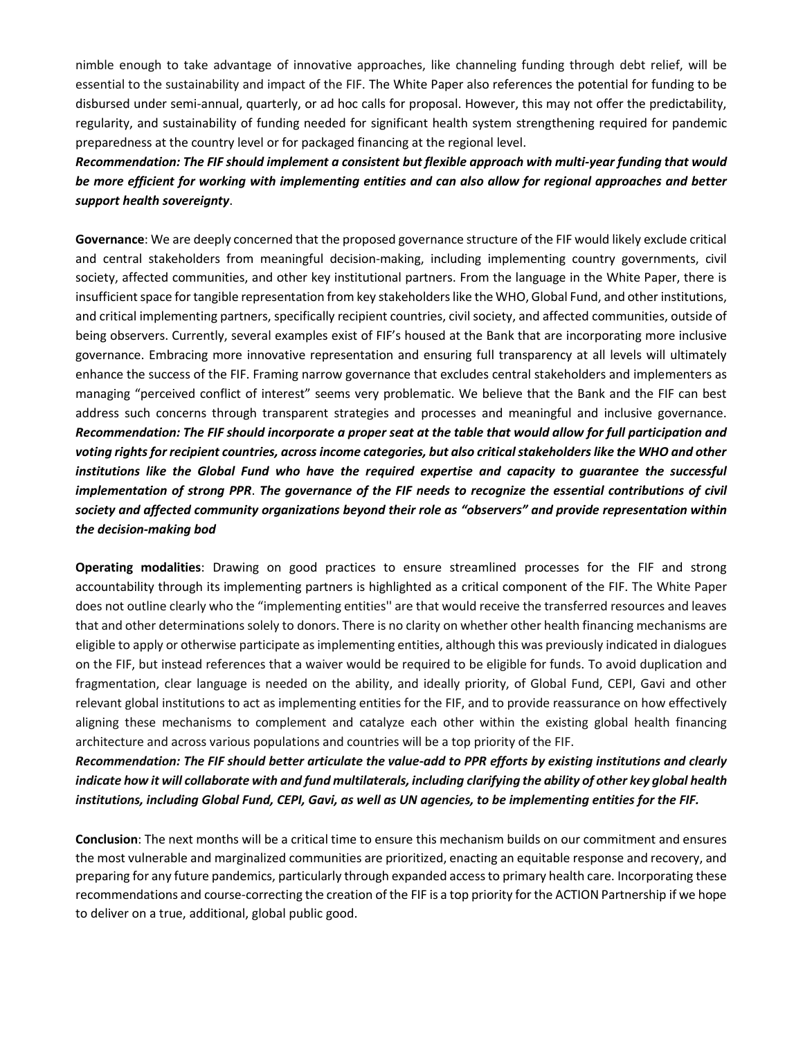nimble enough to take advantage of innovative approaches, like channeling funding through debt relief, will be essential to the sustainability and impact of the FIF. The White Paper also references the potential for funding to be disbursed under semi-annual, quarterly, or ad hoc calls for proposal. However, this may not offer the predictability, regularity, and sustainability of funding needed for significant health system strengthening required for pandemic preparedness at the country level or for packaged financing at the regional level.

***Recommendation: The FIF should implement a consistent but flexible approach with multi-year funding that would be more efficient for working with implementing entities and can also allow for regional approaches and better support health sovereignty***.

**Governance**: We are deeply concerned that the proposed governance structure of the FIF would likely exclude critical and central stakeholders from meaningful decision-making, including implementing country governments, civil society, affected communities, and other key institutional partners. From the language in the White Paper, there is insufficient space for tangible representation from key stakeholders like the WHO, Global Fund, and other institutions, and critical implementing partners, specifically recipient countries, civil society, and affected communities, outside of being observers. Currently, several examples exist of FIF's housed at the Bank that are incorporating more inclusive governance. Embracing more innovative representation and ensuring full transparency at all levels will ultimately enhance the success of the FIF. Framing narrow governance that excludes central stakeholders and implementers as managing "perceived conflict of interest" seems very problematic. We believe that the Bank and the FIF can best address such concerns through transparent strategies and processes and meaningful and inclusive governance. ***Recommendation: The FIF should incorporate a proper seat at the table that would allow for full participation and voting rights for recipient countries, across income categories, but also critical stakeholders like the WHO and other institutions like the Global Fund who have the required expertise and capacity to guarantee the successful implementation of strong PPR***. ***The governance of the FIF needs to recognize the essential contributions of civil society and affected community organizations beyond their role as "observers" and provide representation within the decision-making bod***

**Operating modalities**: Drawing on good practices to ensure streamlined processes for the FIF and strong accountability through its implementing partners is highlighted as a critical component of the FIF. The White Paper does not outline clearly who the "implementing entities'' are that would receive the transferred resources and leaves that and other determinations solely to donors. There is no clarity on whether other health financing mechanisms are eligible to apply or otherwise participate as implementing entities, although this was previously indicated in dialogues on the FIF, but instead references that a waiver would be required to be eligible for funds. To avoid duplication and fragmentation, clear language is needed on the ability, and ideally priority, of Global Fund, CEPI, Gavi and other relevant global institutions to act as implementing entities for the FIF, and to provide reassurance on how effectively aligning these mechanisms to complement and catalyze each other within the existing global health financing architecture and across various populations and countries will be a top priority of the FIF.

***Recommendation: The FIF should better articulate the value-add to PPR efforts by existing institutions and clearly indicate how it will collaborate with and fund multilaterals, including clarifying the ability of other key global health institutions, including Global Fund, CEPI, Gavi, as well as UN agencies, to be implementing entities for the FIF.***

**Conclusion**: The next months will be a critical time to ensure this mechanism builds on our commitment and ensures the most vulnerable and marginalized communities are prioritized, enacting an equitable response and recovery, and preparing for any future pandemics, particularly through expanded access to primary health care. Incorporating these recommendations and course-correcting the creation of the FIF is a top priority for the ACTION Partnership if we hope to deliver on a true, additional, global public good.